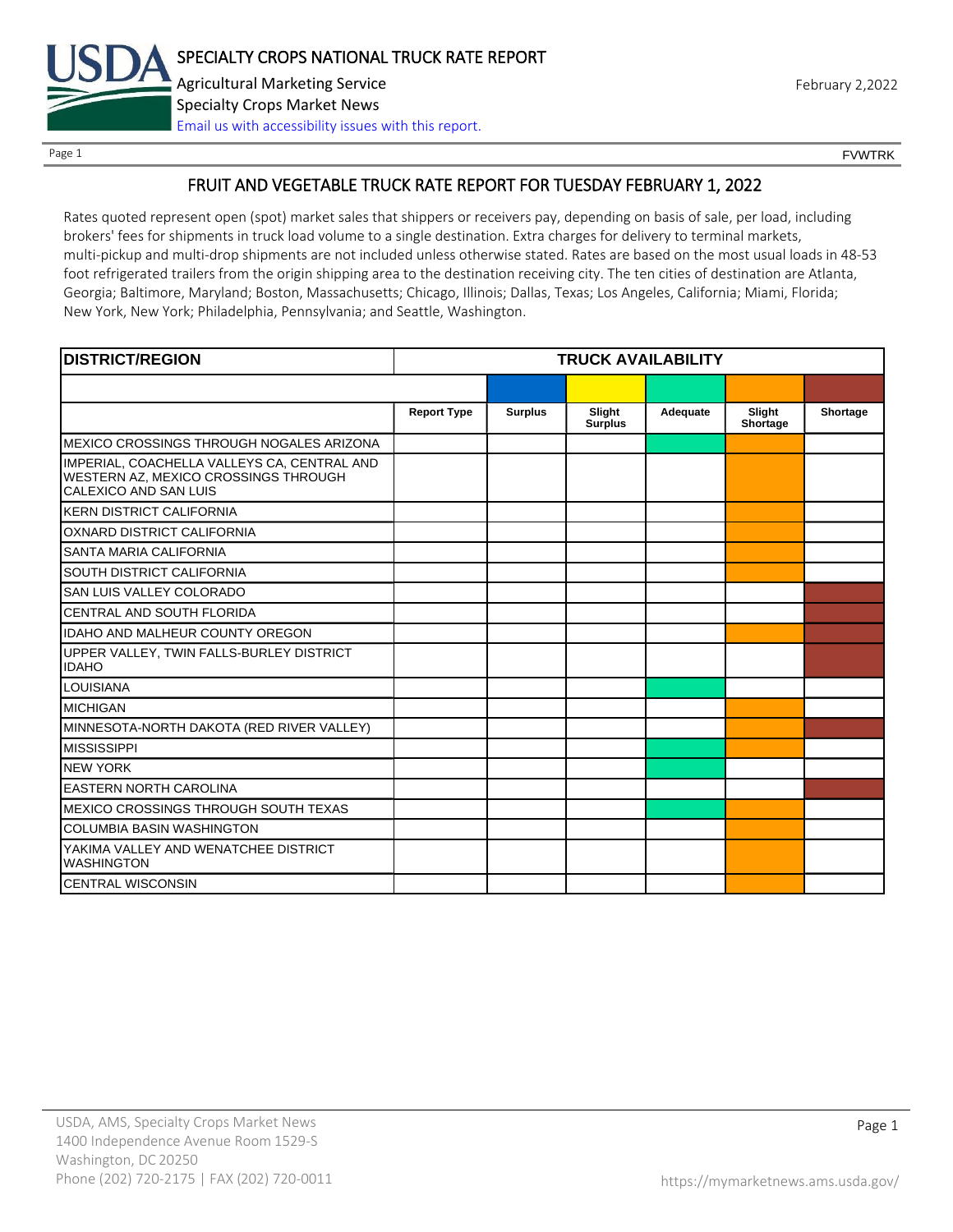# SPECIALTY CROPS NATIONAL TRUCK RATE REPORT

Agricultural Marketing Service

Specialty Crops Market News

[Email us with accessibility issues with this report.]

February 2,2022

FVWTRK

## FRUIT AND VEGETABLE TRUCK RATE REPORT FOR TUESDAY FEBRUARY 1, 2022

Rates quoted represent open (spot) market sales that shippers or receivers pay, depending on basis of sale, per load, including brokers' fees for shipments in truck load volume to a single destination. Extra charges for delivery to terminal markets, multi-pickup and multi-drop shipments are not included unless otherwise stated. Rates are based on the most usual loads in 48-53 foot refrigerated trailers from the origin shipping area to the destination receiving city. The ten cities of destination are Atlanta, Georgia; Baltimore, Maryland; Boston, Massachusetts; Chicago, Illinois; Dallas, Texas; Los Angeles, California; Miami, Florida; New York, New York; Philadelphia, Pennsylvania; and Seattle, Washington.

| DISTRICT/REGION | TRUCK AVAILABILITY | | | | | |
|---|---|---|---|---|---|---|
| | Report Type | Surplus | Slight Surplus | Adequate | Slight Shortage | Shortage |
| MEXICO CROSSINGS THROUGH NOGALES ARIZONA | | | | X | X | |
| IMPERIAL, COACHELLA VALLEYS CA, CENTRAL AND WESTERN AZ, MEXICO CROSSINGS THROUGH CALEXICO AND SAN LUIS | | | | | X | |
| KERN DISTRICT CALIFORNIA | | | | | X | |
| OXNARD DISTRICT CALIFORNIA | | | | | X | |
| SANTA MARIA CALIFORNIA | | | | | X | |
| SOUTH DISTRICT CALIFORNIA | | | | | X | |
| SAN LUIS VALLEY COLORADO | | | | | | X |
| CENTRAL AND SOUTH FLORIDA | | | | | | X |
| IDAHO AND MALHEUR COUNTY OREGON | | | | | X | X |
| UPPER VALLEY, TWIN FALLS-BURLEY DISTRICT IDAHO | | | | | | X |
| LOUISIANA | | | | X | | |
| MICHIGAN | | | | | X | |
| MINNESOTA-NORTH DAKOTA (RED RIVER VALLEY) | | | | | X | X |
| MISSISSIPPI | | | | X | X | |
| NEW YORK | | | | X | | |
| EASTERN NORTH CAROLINA | | | | | | X |
| MEXICO CROSSINGS THROUGH SOUTH TEXAS | | | | X | X | |
| COLUMBIA BASIN WASHINGTON | | | | | X | |
| YAKIMA VALLEY AND WENATCHEE DISTRICT WASHINGTON | | | | | X | |
| CENTRAL WISCONSIN | | | | | X | |

USDA, AMS, Specialty Crops Market News
1400 Independence Avenue Room 1529-S
Washington, DC 20250
Phone (202) 720-2175 | FAX (202) 720-0011

https://mymarketnews.ams.usda.gov/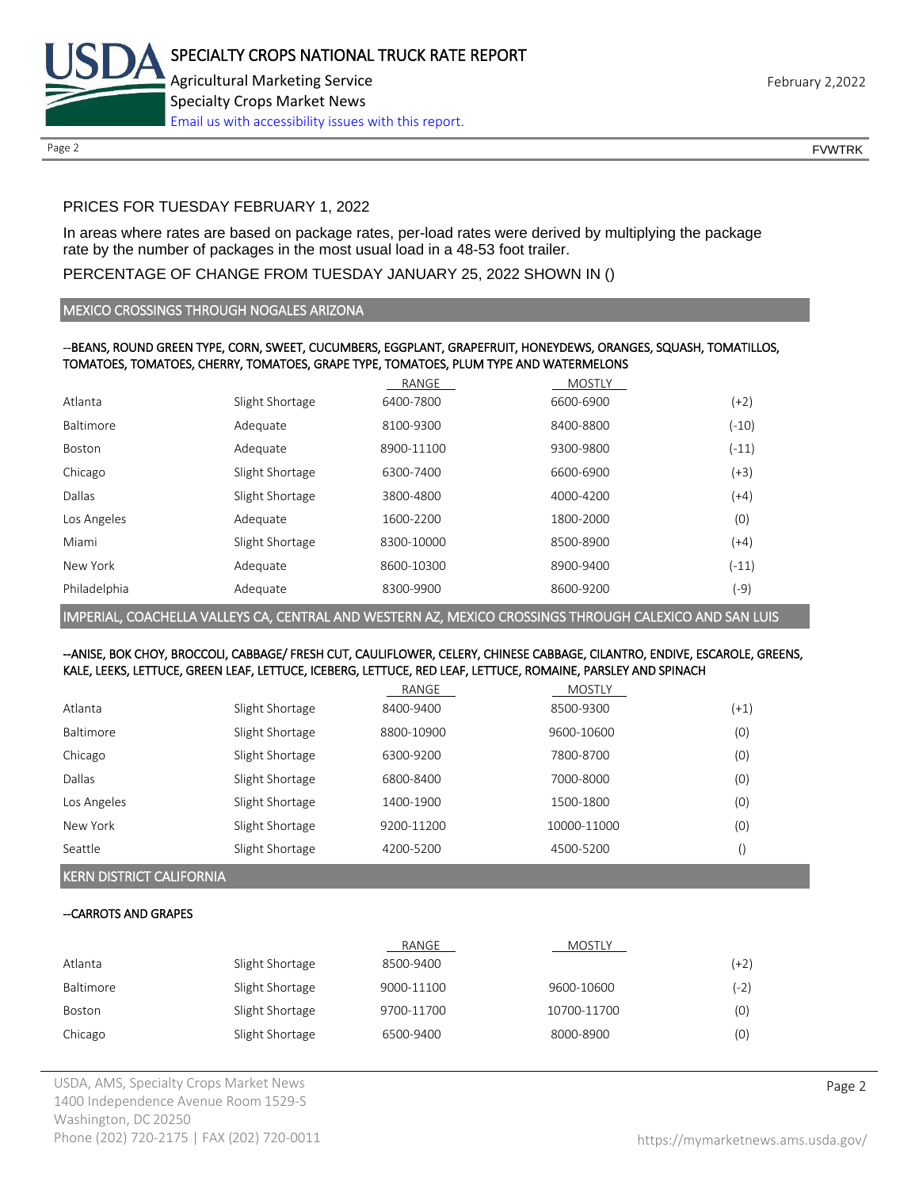PRICES FOR TUESDAY FEBRUARY 1, 2022

In areas where rates are based on package rates, per-load rates were derived by multiplying the package rate by the number of packages in the most usual load in a 48-53 foot trailer.

PERCENTAGE OF CHANGE FROM TUESDAY JANUARY 25, 2022 SHOWN IN ()

## MEXICO CROSSINGS THROUGH NOGALES ARIZONA

--BEANS, ROUND GREEN TYPE, CORN, SWEET, CUCUMBERS, EGGPLANT, GRAPEFRUIT, HONEYDEWS, ORANGES, SQUASH, TOMATILLOS, TOMATOES, TOMATOES, CHERRY, TOMATOES, GRAPE TYPE, TOMATOES, PLUM TYPE AND WATERMELONS

| | | RANGE | MOSTLY | |
|---|---|---|---|---|
| Atlanta | Slight Shortage | 6400-7800 | 6600-6900 | (+2) |
| Baltimore | Adequate | 8100-9300 | 8400-8800 | (-10) |
| Boston | Adequate | 8900-11100 | 9300-9800 | (-11) |
| Chicago | Slight Shortage | 6300-7400 | 6600-6900 | (+3) |
| Dallas | Slight Shortage | 3800-4800 | 4000-4200 | (+4) |
| Los Angeles | Adequate | 1600-2200 | 1800-2000 | (0) |
| Miami | Slight Shortage | 8300-10000 | 8500-8900 | (+4) |
| New York | Adequate | 8600-10300 | 8900-9400 | (-11) |
| Philadelphia | Adequate | 8300-9900 | 8600-9200 | (-9) |

## IMPERIAL, COACHELLA VALLEYS CA, CENTRAL AND WESTERN AZ, MEXICO CROSSINGS THROUGH CALEXICO AND SAN LUIS

--ANISE, BOK CHOY, BROCCOLI, CABBAGE/ FRESH CUT, CAULIFLOWER, CELERY, CHINESE CABBAGE, CILANTRO, ENDIVE, ESCAROLE, GREENS, KALE, LEEKS, LETTUCE, GREEN LEAF, LETTUCE, ICEBERG, LETTUCE, RED LEAF, LETTUCE, ROMAINE, PARSLEY AND SPINACH

| | | RANGE | MOSTLY | |
|---|---|---|---|---|
| Atlanta | Slight Shortage | 8400-9400 | 8500-9300 | (+1) |
| Baltimore | Slight Shortage | 8800-10900 | 9600-10600 | (0) |
| Chicago | Slight Shortage | 6300-9200 | 7800-8700 | (0) |
| Dallas | Slight Shortage | 6800-8400 | 7000-8000 | (0) |
| Los Angeles | Slight Shortage | 1400-1900 | 1500-1800 | (0) |
| New York | Slight Shortage | 9200-11200 | 10000-11000 | (0) |
| Seattle | Slight Shortage | 4200-5200 | 4500-5200 | () |

## KERN DISTRICT CALIFORNIA

--CARROTS AND GRAPES

| | | RANGE | MOSTLY | |
|---|---|---|---|---|
| Atlanta | Slight Shortage | 8500-9400 | | (+2) |
| Baltimore | Slight Shortage | 9000-11100 | 9600-10600 | (-2) |
| Boston | Slight Shortage | 9700-11700 | 10700-11700 | (0) |
| Chicago | Slight Shortage | 6500-9400 | 8000-8900 | (0) |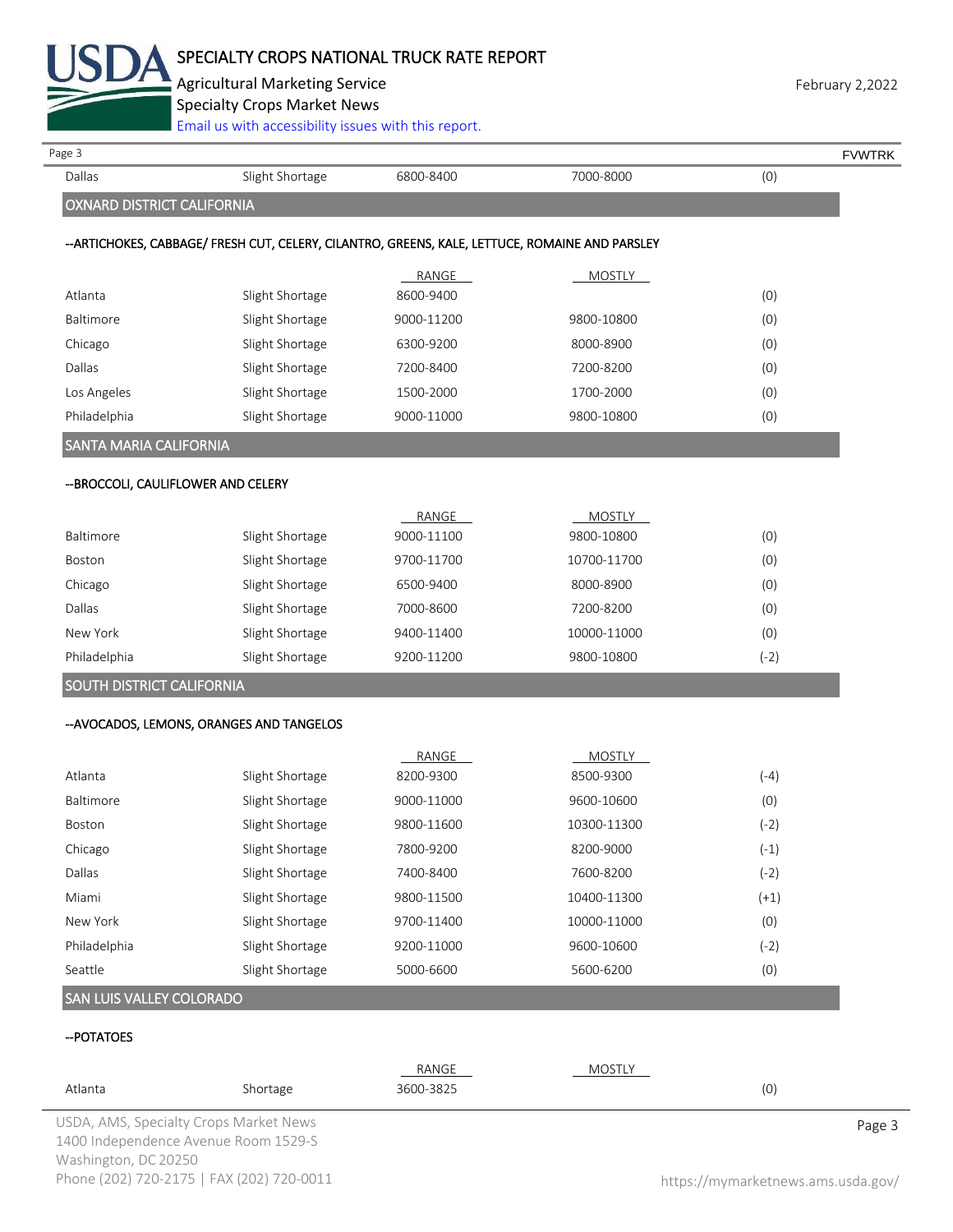| | | | | |
|---|---|---|---|---|
| Dallas | Slight Shortage | 6800-8400 | 7000-8000 | (0) |

## OXNARD DISTRICT CALIFORNIA

### --ARTICHOKES, CABBAGE/ FRESH CUT, CELERY, CILANTRO, GREENS, KALE, LETTUCE, ROMAINE AND PARSLEY

| | | RANGE | MOSTLY | |
|---|---|---|---|---|
| Atlanta | Slight Shortage | 8600-9400 | | (0) |
| Baltimore | Slight Shortage | 9000-11200 | 9800-10800 | (0) |
| Chicago | Slight Shortage | 6300-9200 | 8000-8900 | (0) |
| Dallas | Slight Shortage | 7200-8400 | 7200-8200 | (0) |
| Los Angeles | Slight Shortage | 1500-2000 | 1700-2000 | (0) |
| Philadelphia | Slight Shortage | 9000-11000 | 9800-10800 | (0) |

## SANTA MARIA CALIFORNIA

### --BROCCOLI, CAULIFLOWER AND CELERY

| | | RANGE | MOSTLY | |
|---|---|---|---|---|
| Baltimore | Slight Shortage | 9000-11100 | 9800-10800 | (0) |
| Boston | Slight Shortage | 9700-11700 | 10700-11700 | (0) |
| Chicago | Slight Shortage | 6500-9400 | 8000-8900 | (0) |
| Dallas | Slight Shortage | 7000-8600 | 7200-8200 | (0) |
| New York | Slight Shortage | 9400-11400 | 10000-11000 | (0) |
| Philadelphia | Slight Shortage | 9200-11200 | 9800-10800 | (-2) |

## SOUTH DISTRICT CALIFORNIA

### --AVOCADOS, LEMONS, ORANGES AND TANGELOS

| | | RANGE | MOSTLY | |
|---|---|---|---|---|
| Atlanta | Slight Shortage | 8200-9300 | 8500-9300 | (-4) |
| Baltimore | Slight Shortage | 9000-11000 | 9600-10600 | (0) |
| Boston | Slight Shortage | 9800-11600 | 10300-11300 | (-2) |
| Chicago | Slight Shortage | 7800-9200 | 8200-9000 | (-1) |
| Dallas | Slight Shortage | 7400-8400 | 7600-8200 | (-2) |
| Miami | Slight Shortage | 9800-11500 | 10400-11300 | (+1) |
| New York | Slight Shortage | 9700-11400 | 10000-11000 | (0) |
| Philadelphia | Slight Shortage | 9200-11000 | 9600-10600 | (-2) |
| Seattle | Slight Shortage | 5000-6600 | 5600-6200 | (0) |

## SAN LUIS VALLEY COLORADO

### --POTATOES

| | | RANGE | MOSTLY | |
|---|---|---|---|---|
| Atlanta | Shortage | 3600-3825 | | (0) |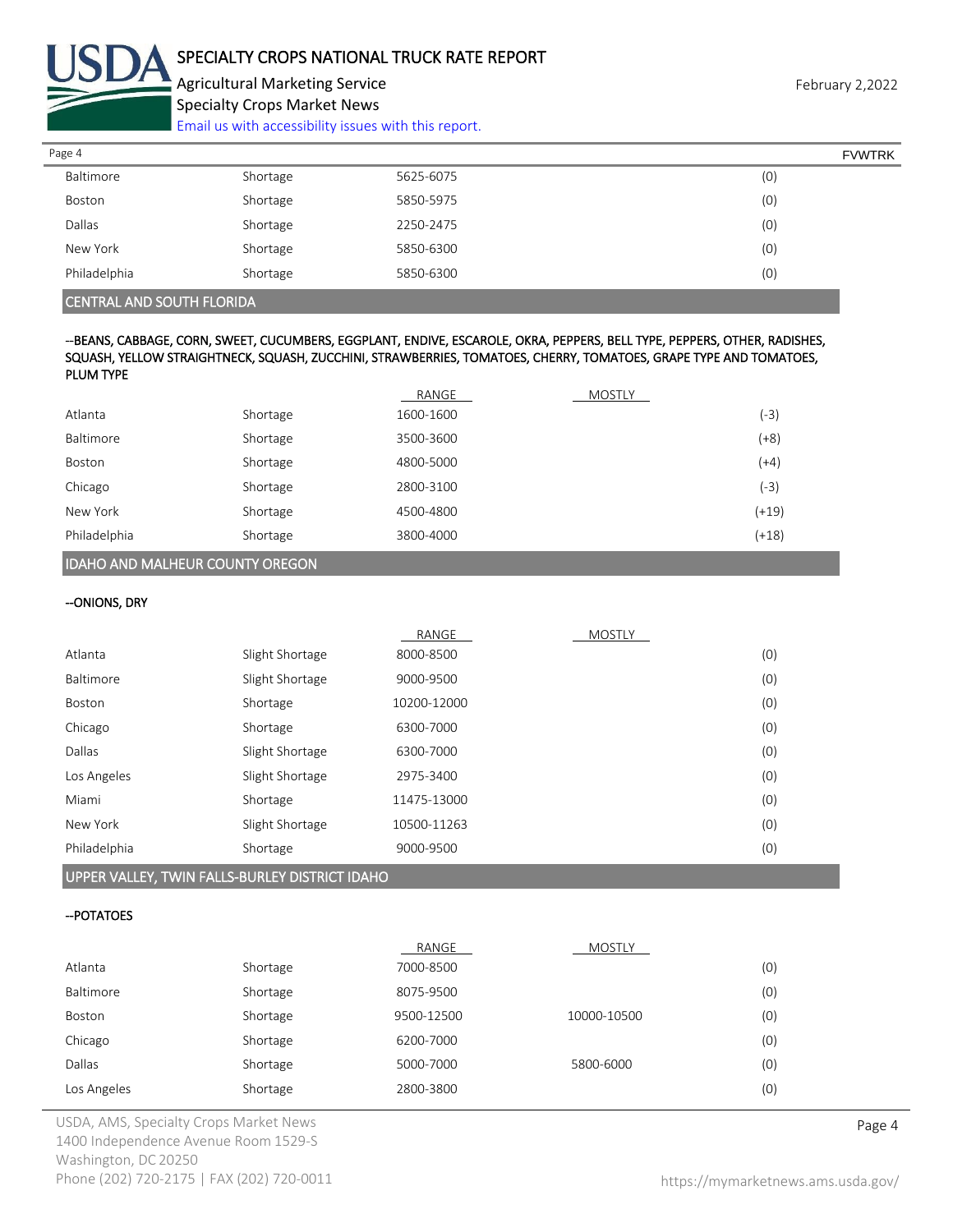| | | | | |
|---|---|---|---|---|
| Baltimore | Shortage | 5625-6075 | | (0) |
| Boston | Shortage | 5850-5975 | | (0) |
| Dallas | Shortage | 2250-2475 | | (0) |
| New York | Shortage | 5850-6300 | | (0) |
| Philadelphia | Shortage | 5850-6300 | | (0) |

## CENTRAL AND SOUTH FLORIDA

**--BEANS, CABBAGE, CORN, SWEET, CUCUMBERS, EGGPLANT, ENDIVE, ESCAROLE, OKRA, PEPPERS, BELL TYPE, PEPPERS, OTHER, RADISHES, SQUASH, YELLOW STRAIGHTNECK, SQUASH, ZUCCHINI, STRAWBERRIES, TOMATOES, CHERRY, TOMATOES, GRAPE TYPE AND TOMATOES, PLUM TYPE**

| | | RANGE | MOSTLY | |
|---|---|---|---|---|
| Atlanta | Shortage | 1600-1600 | | (-3) |
| Baltimore | Shortage | 3500-3600 | | (+8) |
| Boston | Shortage | 4800-5000 | | (+4) |
| Chicago | Shortage | 2800-3100 | | (-3) |
| New York | Shortage | 4500-4800 | | (+19) |
| Philadelphia | Shortage | 3800-4000 | | (+18) |

## IDAHO AND MALHEUR COUNTY OREGON

**--ONIONS, DRY**

| | | RANGE | MOSTLY | |
|---|---|---|---|---|
| Atlanta | Slight Shortage | 8000-8500 | | (0) |
| Baltimore | Slight Shortage | 9000-9500 | | (0) |
| Boston | Shortage | 10200-12000 | | (0) |
| Chicago | Shortage | 6300-7000 | | (0) |
| Dallas | Slight Shortage | 6300-7000 | | (0) |
| Los Angeles | Slight Shortage | 2975-3400 | | (0) |
| Miami | Shortage | 11475-13000 | | (0) |
| New York | Slight Shortage | 10500-11263 | | (0) |
| Philadelphia | Shortage | 9000-9500 | | (0) |

## UPPER VALLEY, TWIN FALLS-BURLEY DISTRICT IDAHO

**--POTATOES**

| | | RANGE | MOSTLY | |
|---|---|---|---|---|
| Atlanta | Shortage | 7000-8500 | | (0) |
| Baltimore | Shortage | 8075-9500 | | (0) |
| Boston | Shortage | 9500-12500 | 10000-10500 | (0) |
| Chicago | Shortage | 6200-7000 | | (0) |
| Dallas | Shortage | 5000-7000 | 5800-6000 | (0) |
| Los Angeles | Shortage | 2800-3800 | | (0) |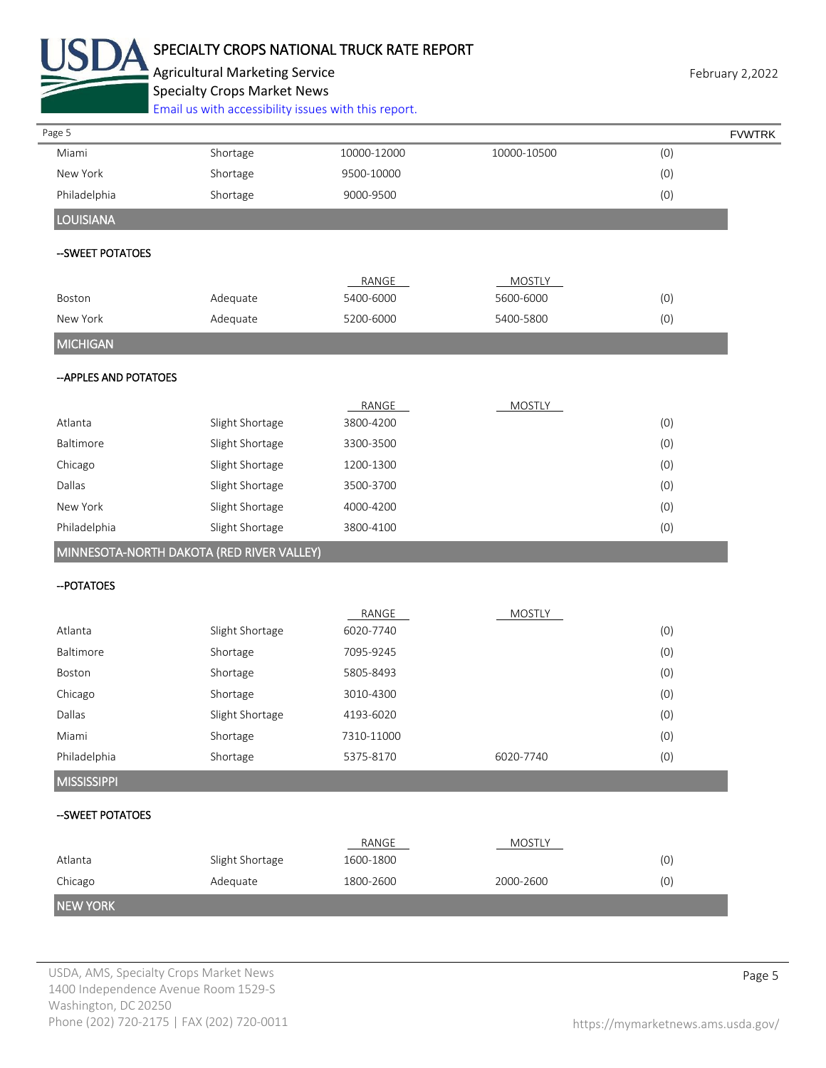| | | | | |
|---|---|---|---|---|
| Miami | Shortage | 10000-12000 | 10000-10500 | (0) |
| New York | Shortage | 9500-10000 | | (0) |
| Philadelphia | Shortage | 9000-9500 | | (0) |

## LOUISIANA

### --SWEET POTATOES

| | | RANGE | MOSTLY | |
|---|---|---|---|---|
| Boston | Adequate | 5400-6000 | 5600-6000 | (0) |
| New York | Adequate | 5200-6000 | 5400-5800 | (0) |

## MICHIGAN

### --APPLES AND POTATOES

| | | RANGE | MOSTLY | |
|---|---|---|---|---|
| Atlanta | Slight Shortage | 3800-4200 | | (0) |
| Baltimore | Slight Shortage | 3300-3500 | | (0) |
| Chicago | Slight Shortage | 1200-1300 | | (0) |
| Dallas | Slight Shortage | 3500-3700 | | (0) |
| New York | Slight Shortage | 4000-4200 | | (0) |
| Philadelphia | Slight Shortage | 3800-4100 | | (0) |

## MINNESOTA-NORTH DAKOTA (RED RIVER VALLEY)

### --POTATOES

| | | RANGE | MOSTLY | |
|---|---|---|---|---|
| Atlanta | Slight Shortage | 6020-7740 | | (0) |
| Baltimore | Shortage | 7095-9245 | | (0) |
| Boston | Shortage | 5805-8493 | | (0) |
| Chicago | Shortage | 3010-4300 | | (0) |
| Dallas | Slight Shortage | 4193-6020 | | (0) |
| Miami | Shortage | 7310-11000 | | (0) |
| Philadelphia | Shortage | 5375-8170 | 6020-7740 | (0) |

## MISSISSIPPI

### --SWEET POTATOES

| | | RANGE | MOSTLY | |
|---|---|---|---|---|
| Atlanta | Slight Shortage | 1600-1800 | | (0) |
| Chicago | Adequate | 1800-2600 | 2000-2600 | (0) |

## NEW YORK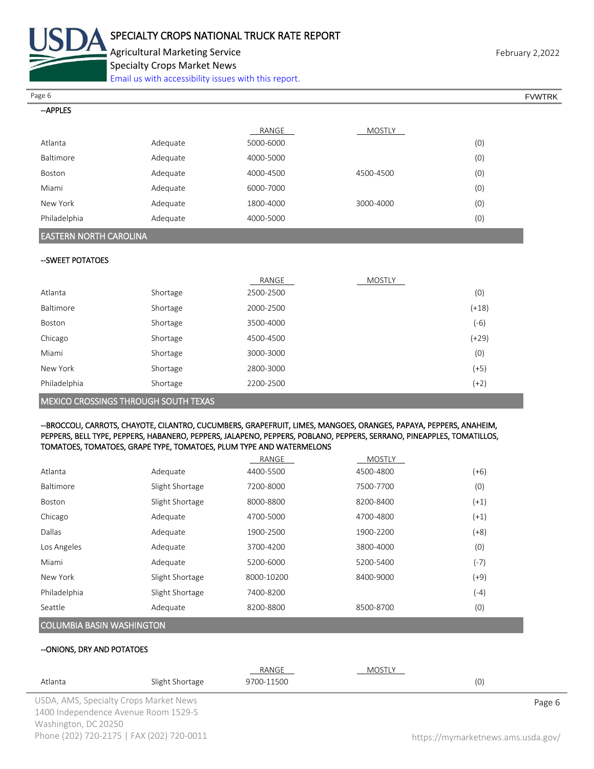--APPLES

| | | RANGE | MOSTLY | |
|---|---|---|---|---|
| Atlanta | Adequate | 5000-6000 | | (0) |
| Baltimore | Adequate | 4000-5000 | | (0) |
| Boston | Adequate | 4000-4500 | 4500-4500 | (0) |
| Miami | Adequate | 6000-7000 | | (0) |
| New York | Adequate | 1800-4000 | 3000-4000 | (0) |
| Philadelphia | Adequate | 4000-5000 | | (0) |

## EASTERN NORTH CAROLINA

--SWEET POTATOES

| | | RANGE | MOSTLY | |
|---|---|---|---|---|
| Atlanta | Shortage | 2500-2500 | | (0) |
| Baltimore | Shortage | 2000-2500 | | (+18) |
| Boston | Shortage | 3500-4000 | | (-6) |
| Chicago | Shortage | 4500-4500 | | (+29) |
| Miami | Shortage | 3000-3000 | | (0) |
| New York | Shortage | 2800-3000 | | (+5) |
| Philadelphia | Shortage | 2200-2500 | | (+2) |

## MEXICO CROSSINGS THROUGH SOUTH TEXAS

--BROCCOLI, CARROTS, CHAYOTE, CILANTRO, CUCUMBERS, GRAPEFRUIT, LIMES, MANGOES, ORANGES, PAPAYA, PEPPERS, ANAHEIM, PEPPERS, BELL TYPE, PEPPERS, HABANERO, PEPPERS, JALAPENO, PEPPERS, POBLANO, PEPPERS, SERRANO, PINEAPPLES, TOMATILLOS, TOMATOES, TOMATOES, GRAPE TYPE, TOMATOES, PLUM TYPE AND WATERMELONS

| | | RANGE | MOSTLY | |
|---|---|---|---|---|
| Atlanta | Adequate | 4400-5500 | 4500-4800 | (+6) |
| Baltimore | Slight Shortage | 7200-8000 | 7500-7700 | (0) |
| Boston | Slight Shortage | 8000-8800 | 8200-8400 | (+1) |
| Chicago | Adequate | 4700-5000 | 4700-4800 | (+1) |
| Dallas | Adequate | 1900-2500 | 1900-2200 | (+8) |
| Los Angeles | Adequate | 3700-4200 | 3800-4000 | (0) |
| Miami | Adequate | 5200-6000 | 5200-5400 | (-7) |
| New York | Slight Shortage | 8000-10200 | 8400-9000 | (+9) |
| Philadelphia | Slight Shortage | 7400-8200 | | (-4) |
| Seattle | Adequate | 8200-8800 | 8500-8700 | (0) |

## COLUMBIA BASIN WASHINGTON

--ONIONS, DRY AND POTATOES

| | | RANGE | MOSTLY | |
|---|---|---|---|---|
| Atlanta | Slight Shortage | 9700-11500 | | (0) |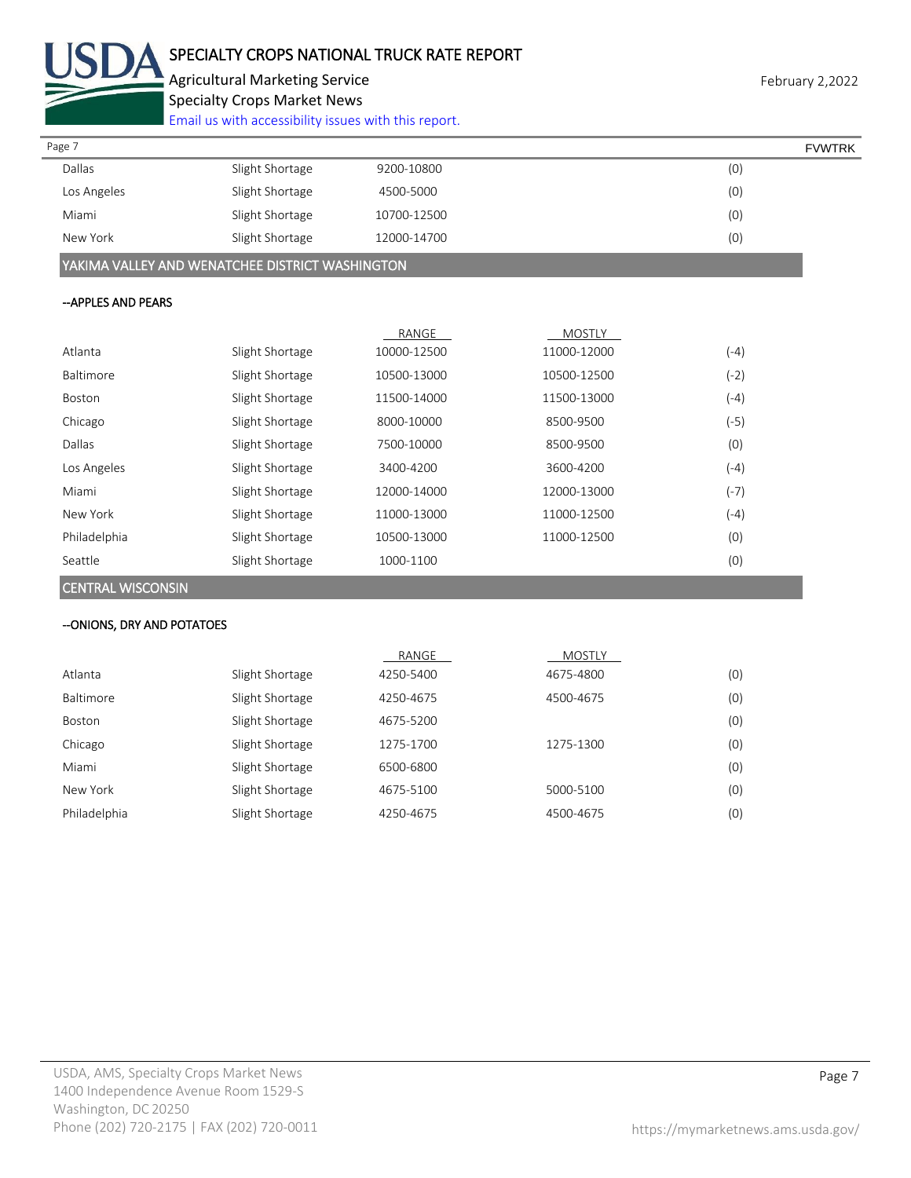| | | | | |
|---|---|---|---|---|
| Dallas | Slight Shortage | 9200-10800 | | (0) |
| Los Angeles | Slight Shortage | 4500-5000 | | (0) |
| Miami | Slight Shortage | 10700-12500 | | (0) |
| New York | Slight Shortage | 12000-14700 | | (0) |

## YAKIMA VALLEY AND WENATCHEE DISTRICT WASHINGTON

**--APPLES AND PEARS**

| | | RANGE | MOSTLY | |
|---|---|---|---|---|
| Atlanta | Slight Shortage | 10000-12500 | 11000-12000 | (-4) |
| Baltimore | Slight Shortage | 10500-13000 | 10500-12500 | (-2) |
| Boston | Slight Shortage | 11500-14000 | 11500-13000 | (-4) |
| Chicago | Slight Shortage | 8000-10000 | 8500-9500 | (-5) |
| Dallas | Slight Shortage | 7500-10000 | 8500-9500 | (0) |
| Los Angeles | Slight Shortage | 3400-4200 | 3600-4200 | (-4) |
| Miami | Slight Shortage | 12000-14000 | 12000-13000 | (-7) |
| New York | Slight Shortage | 11000-13000 | 11000-12500 | (-4) |
| Philadelphia | Slight Shortage | 10500-13000 | 11000-12500 | (0) |
| Seattle | Slight Shortage | 1000-1100 | | (0) |

## CENTRAL WISCONSIN

**--ONIONS, DRY AND POTATOES**

| | | RANGE | MOSTLY | |
|---|---|---|---|---|
| Atlanta | Slight Shortage | 4250-5400 | 4675-4800 | (0) |
| Baltimore | Slight Shortage | 4250-4675 | 4500-4675 | (0) |
| Boston | Slight Shortage | 4675-5200 | | (0) |
| Chicago | Slight Shortage | 1275-1700 | 1275-1300 | (0) |
| Miami | Slight Shortage | 6500-6800 | | (0) |
| New York | Slight Shortage | 4675-5100 | 5000-5100 | (0) |
| Philadelphia | Slight Shortage | 4250-4675 | 4500-4675 | (0) |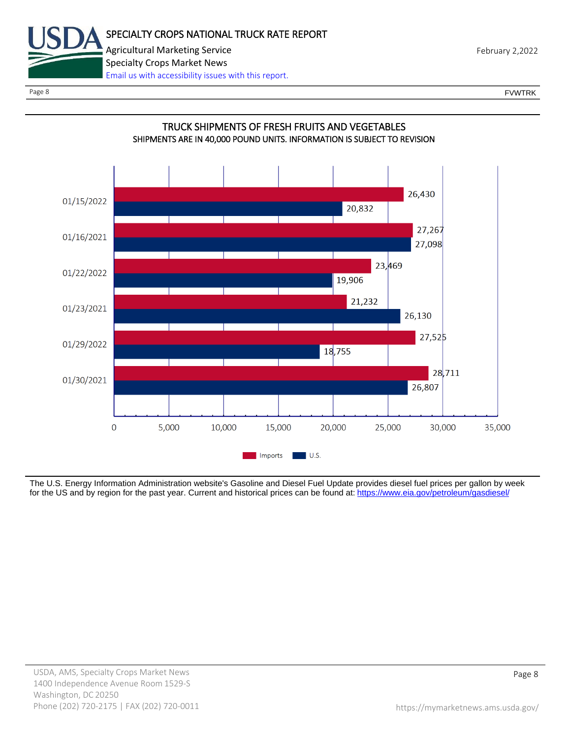## TRUCK SHIPMENTS OF FRESH FRUITS AND VEGETABLES

SHIPMENTS ARE IN 40,000 POUND UNITS. INFORMATION IS SUBJECT TO REVISION

01/15/2022
26,430
20,832

01/16/2021
27,267
27,098

01/22/2022
23,469
19,906

01/23/2021
21,232
26,130

01/29/2022
27,525
18,755

01/30/2021
28,711
26,807

0
5,000
10,000
15,000
20,000
25,000
30,000
35,000

Imports
U.S.

The U.S. Energy Information Administration website's Gasoline and Diesel Fuel Update provides diesel fuel prices per gallon by week for the US and by region for the past year. Current and historical prices can be found at: https://www.eia.gov/petroleum/gasdiesel/

USDA, AMS, Specialty Crops Market News
1400 Independence Avenue Room 1529-S
Washington, DC 20250
Phone (202) 720-2175 | FAX (202) 720-0011

https://mymarketnews.ams.usda.gov/